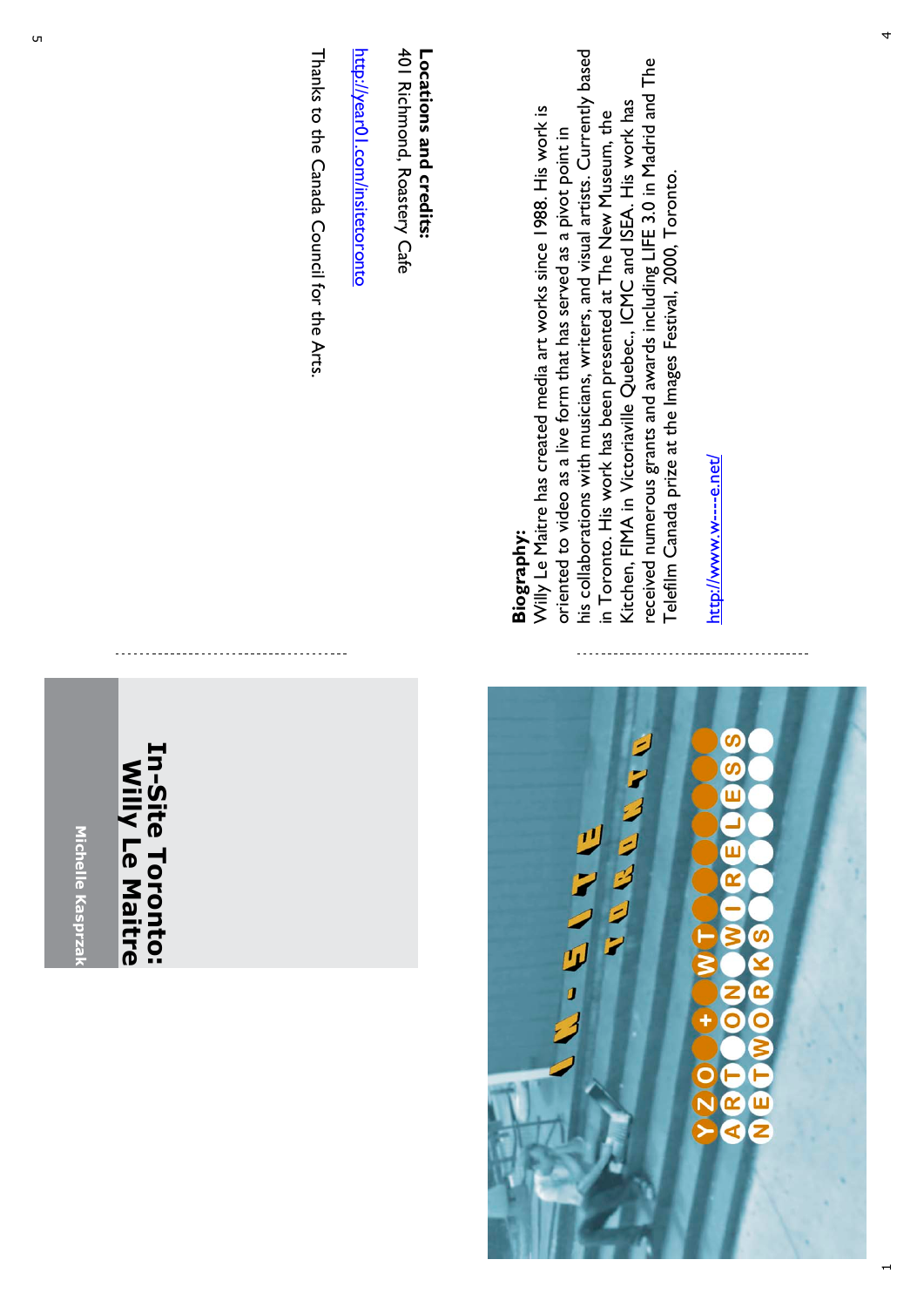# In-Site Toronto: Willy Le Maitre

Michelle Kasprzak

**Biography:**
Willy Le Maitre has created media art works since 1988. His work is oriented to video as a live form that has served as a pivot point in his collaborations with musicians, writers, and visual artists. Currently based in Toronto. His work has been presented at The New Museum, the Kitchen, FIMA in Victoriaville Quebec., ICMC and ISEA. His work has received numerous grants and awards including LIFE 3.0 in Madrid and The Telefilm Canada prize at the Images Festival, 2000, Toronto.

http://www.w---e.net/

**Locations and credits:**
401 Richmond, Roastery Cafe

http://year01.com/insitetoronto

Thanks to the Canada Council for the Arts.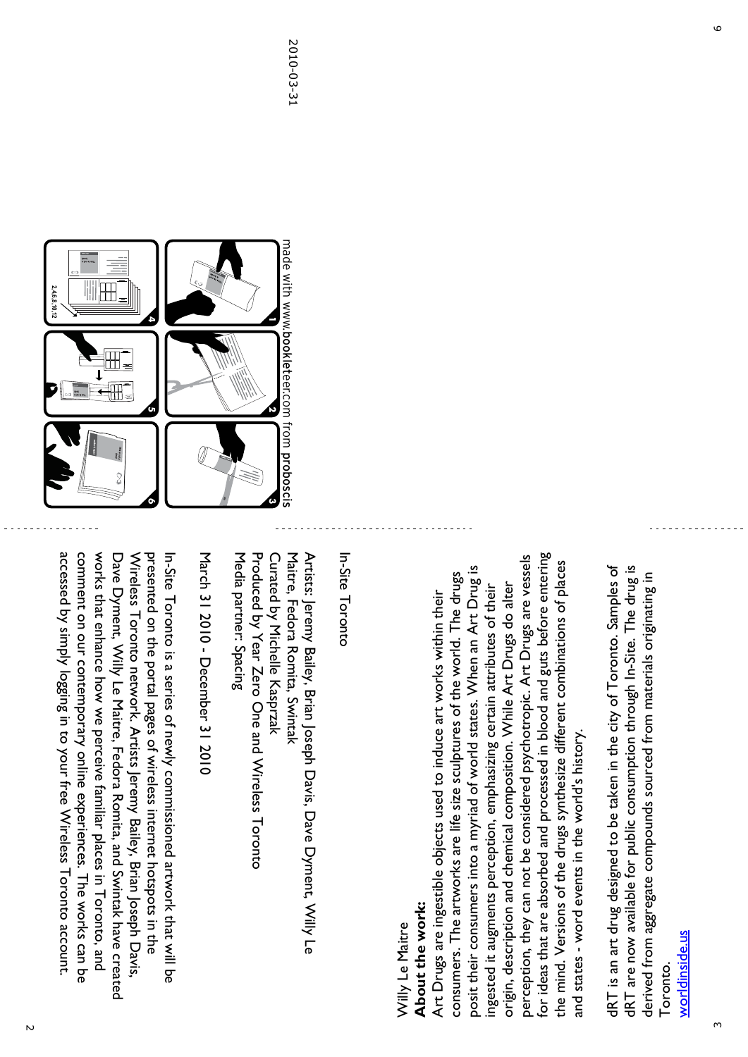2010-03-31

made with www.bookleteer.com from proboscis

In-Site Toronto

Artists: Jeremy Bailey, Brian Joseph Davis, Dave Dyment, Willy Le Maitre, Fedora Romita, Swintak
Curated by Michelle Kasprzak
Produced by Year Zero One and Wireless Toronto
Media partner: Spacing

March 31 2010 - December 31 2010

In-Site Toronto is a series of newly commissioned artwork that will be presented on the portal pages of wireless internet hotspots in the Wireless Toronto network. Artists Jeremy Bailey, Brian Joseph Davis, Dave Dyment, Willy Le Maitre, Fedora Romita, and Swintak have created works that enhance how we perceive familiar places in Toronto, and comment on our contemporary online experiences. The works can be accessed by simply logging in to your free Wireless Toronto account.

Willy Le Maitre

**About the work:**
Art Drugs are ingestible objects used to induce art works within their consumers. The artworks are life size sculptures of the world. The drugs posit their consumers into a myriad of world states. When an Art Drug is ingested it augments perception, emphasizing certain attributes of their origin, description and chemical composition. While Art Drugs do alter perception, they can not be considered psychotropic. Art Drugs are vessels for ideas that are absorbed and processed in blood and guts before entering the mind. Versions of the drugs synthesize different combinations of places and states - word events in the world's history.

dRT is an art drug designed to be taken in the city of Toronto. Samples of dRT are now available for public consumption through In-Site. The drug is derived from aggregate compounds sourced from materials originating in Toronto.

worldinside.us